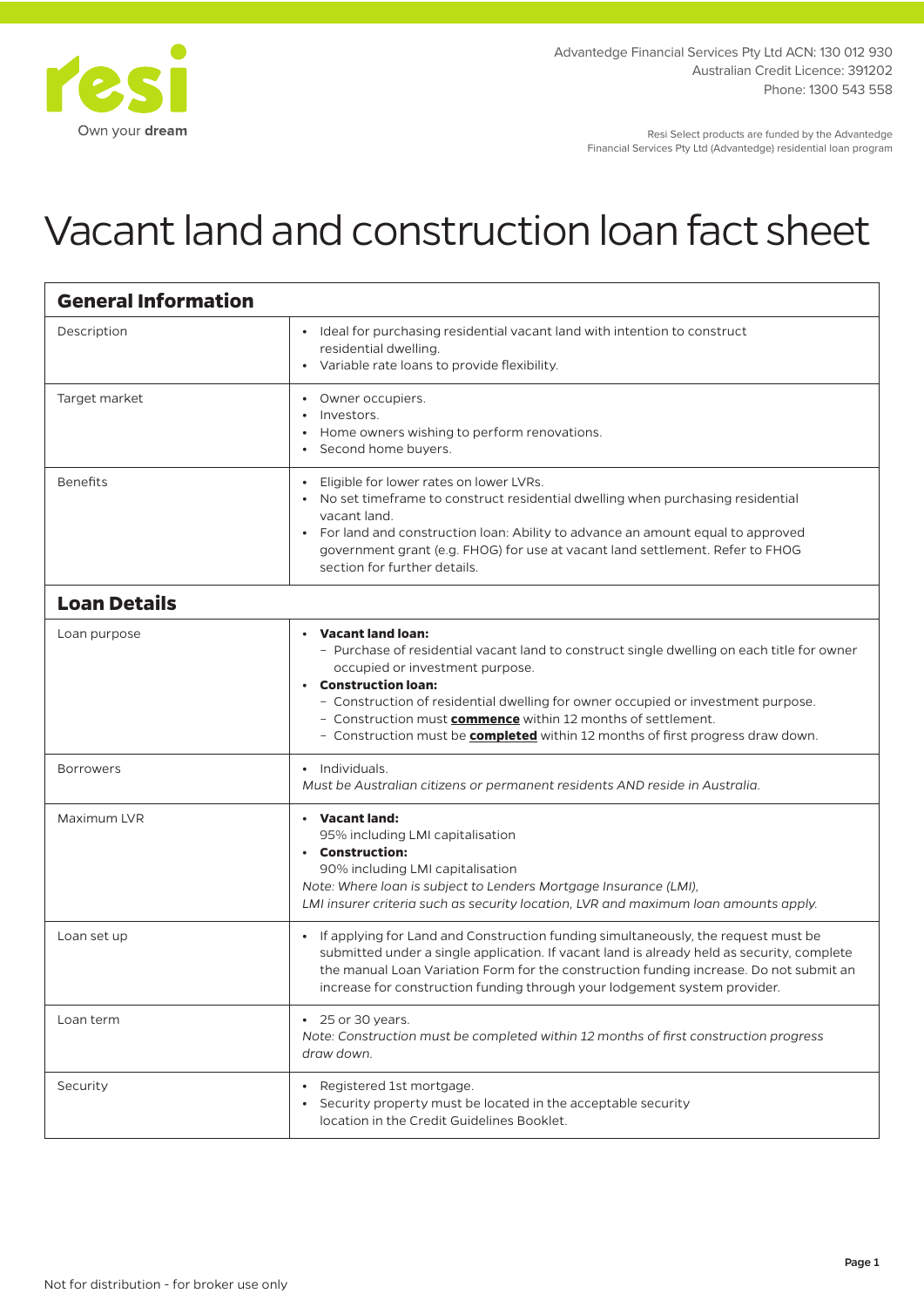resi
Own your **dream**

Advantedge Financial Services Pty Ltd ACN: 130 012 930
Australian Credit Licence: 391202
Phone: 1300 543 558

Resi Select products are funded by the Advantedge Financial Services Pty Ltd (Advantedge) residential loan program

# Vacant land and construction loan fact sheet

| **General Information** | |
|---|---|
| Description | • Ideal for purchasing residential vacant land with intention to construct residential dwelling.<br>• Variable rate loans to provide flexibility. |
| Target market | • Owner occupiers.<br>• Investors.<br>• Home owners wishing to perform renovations.<br>• Second home buyers. |
| Benefits | • Eligible for lower rates on lower LVRs.<br>• No set timeframe to construct residential dwelling when purchasing residential vacant land.<br>• For land and construction loan: Ability to advance an amount equal to approved government grant (e.g. FHOG) for use at vacant land settlement. Refer to FHOG section for further details. |
| **Loan Details** | |
| Loan purpose | • **Vacant land loan:**<br>– Purchase of residential vacant land to construct single dwelling on each title for owner occupied or investment purpose.<br>• **Construction loan:**<br>– Construction of residential dwelling for owner occupied or investment purpose.<br>– Construction must **commence** within 12 months of settlement.<br>– Construction must be **completed** within 12 months of first progress draw down. |
| Borrowers | • Individuals.<br>*Must be Australian citizens or permanent residents AND reside in Australia.* |
| Maximum LVR | • **Vacant land:**<br>95% including LMI capitalisation<br>• **Construction:**<br>90% including LMI capitalisation<br>*Note: Where loan is subject to Lenders Mortgage Insurance (LMI), LMI insurer criteria such as security location, LVR and maximum loan amounts apply.* |
| Loan set up | • If applying for Land and Construction funding simultaneously, the request must be submitted under a single application. If vacant land is already held as security, complete the manual Loan Variation Form for the construction funding increase. Do not submit an increase for construction funding through your lodgement system provider. |
| Loan term | • 25 or 30 years.<br>*Note: Construction must be completed within 12 months of first construction progress draw down.* |
| Security | • Registered 1st mortgage.<br>• Security property must be located in the acceptable security location in the Credit Guidelines Booklet. |

Not for distribution - for broker use only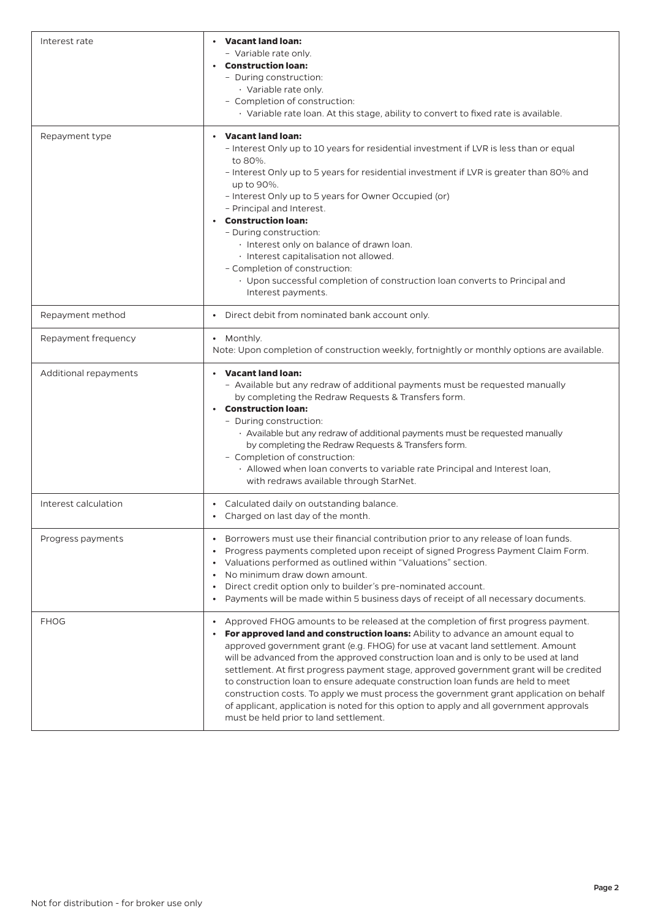| | |
|---|---|
| Interest rate | • **Vacant land loan:**<br>– Variable rate only.<br>• **Construction loan:**<br>– During construction:<br>· Variable rate only.<br>– Completion of construction:<br>· Variable rate loan. At this stage, ability to convert to fixed rate is available. |
| Repayment type | • **Vacant land loan:**<br>– Interest Only up to 10 years for residential investment if LVR is less than or equal to 80%.<br>– Interest Only up to 5 years for residential investment if LVR is greater than 80% and up to 90%.<br>– Interest Only up to 5 years for Owner Occupied (or)<br>– Principal and Interest.<br>• **Construction loan:**<br>– During construction:<br>· Interest only on balance of drawn loan.<br>· Interest capitalisation not allowed.<br>– Completion of construction:<br>· Upon successful completion of construction loan converts to Principal and Interest payments. |
| Repayment method | • Direct debit from nominated bank account only. |
| Repayment frequency | • Monthly.<br>Note: Upon completion of construction weekly, fortnightly or monthly options are available. |
| Additional repayments | • **Vacant land loan:**<br>– Available but any redraw of additional payments must be requested manually by completing the Redraw Requests & Transfers form.<br>• **Construction loan:**<br>– During construction:<br>· Available but any redraw of additional payments must be requested manually by completing the Redraw Requests & Transfers form.<br>– Completion of construction:<br>· Allowed when loan converts to variable rate Principal and Interest loan, with redraws available through StarNet. |
| Interest calculation | • Calculated daily on outstanding balance.<br>• Charged on last day of the month. |
| Progress payments | • Borrowers must use their financial contribution prior to any release of loan funds.<br>• Progress payments completed upon receipt of signed Progress Payment Claim Form.<br>• Valuations performed as outlined within "Valuations" section.<br>• No minimum draw down amount.<br>• Direct credit option only to builder's pre-nominated account.<br>• Payments will be made within 5 business days of receipt of all necessary documents. |
| FHOG | • Approved FHOG amounts to be released at the completion of first progress payment.<br>• **For approved land and construction loans:** Ability to advance an amount equal to approved government grant (e.g. FHOG) for use at vacant land settlement. Amount will be advanced from the approved construction loan and is only to be used at land settlement. At first progress payment stage, approved government grant will be credited to construction loan to ensure adequate construction loan funds are held to meet construction costs. To apply we must process the government grant application on behalf of applicant, application is noted for this option to apply and all government approvals must be held prior to land settlement. |

Not for distribution - for broker use only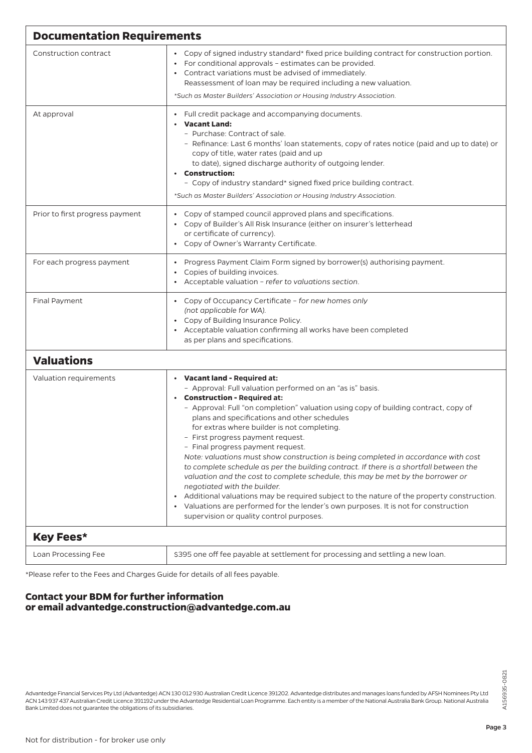## Documentation Requirements

| | |
|---|---|
| Construction contract | • Copy of signed industry standard* fixed price building contract for construction portion.<br>• For conditional approvals – estimates can be provided.<br>• Contract variations must be advised of immediately. Reassessment of loan may be required including a new valuation.<br>*\*Such as Master Builders' Association or Housing Industry Association.* |
| At approval | • Full credit package and accompanying documents.<br>• **Vacant Land:**<br>– Purchase: Contract of sale.<br>– Refinance: Last 6 months' loan statements, copy of rates notice (paid and up to date) or copy of title, water rates (paid and up to date), signed discharge authority of outgoing lender.<br>• **Construction:**<br>– Copy of industry standard* signed fixed price building contract.<br>*\*Such as Master Builders' Association or Housing Industry Association.* |
| Prior to first progress payment | • Copy of stamped council approved plans and specifications.<br>• Copy of Builder's All Risk Insurance (either on insurer's letterhead or certificate of currency).<br>• Copy of Owner's Warranty Certificate. |
| For each progress payment | • Progress Payment Claim Form signed by borrower(s) authorising payment.<br>• Copies of building invoices.<br>• Acceptable valuation – *refer to valuations section*. |
| Final Payment | • Copy of Occupancy Certificate – *for new homes only (not applicable for WA).*<br>• Copy of Building Insurance Policy.<br>• Acceptable valuation confirming all works have been completed as per plans and specifications. |

## Valuations

| | |
|---|---|
| Valuation requirements | • **Vacant land - Required at:**<br>– Approval: Full valuation performed on an "as is" basis.<br>• **Construction - Required at:**<br>– Approval: Full "on completion" valuation using copy of building contract, copy of plans and specifications and other schedules for extras where builder is not completing.<br>– First progress payment request.<br>– Final progress payment request.<br>*Note: valuations must show construction is being completed in accordance with cost to complete schedule as per the building contract. If there is a shortfall between the valuation and the cost to complete schedule, this may be met by the borrower or negotiated with the builder.*<br>• Additional valuations may be required subject to the nature of the property construction.<br>• Valuations are performed for the lender's own purposes. It is not for construction supervision or quality control purposes. |

## Key Fees*

| | |
|---|---|
| Loan Processing Fee | $395 one off fee payable at settlement for processing and settling a new loan. |

*Please refer to the Fees and Charges Guide for details of all fees payable.

**Contact your BDM for further information or email advantedge.construction@advantedge.com.au**

Advantedge Financial Services Pty Ltd (Advantedge) ACN 130 012 930 Australian Credit Licence 391202. Advantedge distributes and manages loans funded by AFSH Nominees Pty Ltd ACN 143 937 437 Australian Credit Licence 391192 under the Advantedge Residential Loan Programme. Each entity is a member of the National Australia Bank Group. National Australia Bank Limited does not guarantee the obligations of its subsidiaries.

A156935-0821

Not for distribution - for broker use only